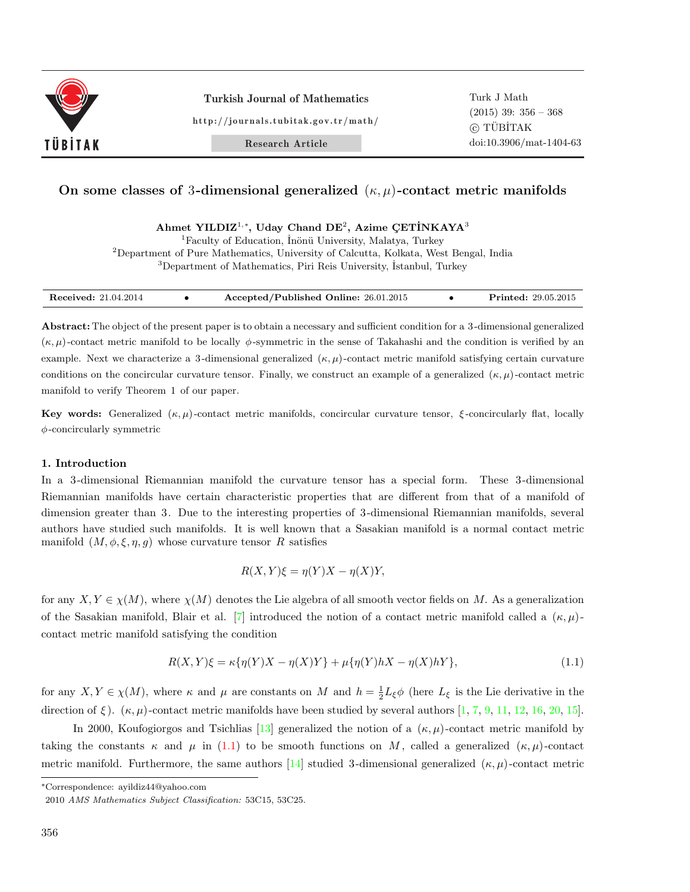# On some classes of 3-dimensional generalized $(\kappa, \mu)$-contact metric manifolds

**Ahmet YILDIZ[1,*], Uday Chand DE[2], Azime ÇETİNKAYA[3]**

[1]Faculty of Education, İnönü University, Malatya, Turkey
[2]Department of Pure Mathematics, University of Calcutta, Kolkata, West Bengal, India
[3]Department of Mathematics, Piri Reis University, İstanbul, Turkey

**Received:** 21.04.2014 • **Accepted/Published Online:** 26.01.2015 • **Printed:** 29.05.2015

**Abstract:** The object of the present paper is to obtain a necessary and sufficient condition for a 3-dimensional generalized $(\kappa, \mu)$-contact metric manifold to be locally $\phi$-symmetric in the sense of Takahashi and the condition is verified by an example. Next we characterize a 3-dimensional generalized $(\kappa, \mu)$-contact metric manifold satisfying certain curvature conditions on the concircular curvature tensor. Finally, we construct an example of a generalized $(\kappa, \mu)$-contact metric manifold to verify Theorem 1 of our paper.

**Key words:** Generalized $(\kappa, \mu)$-contact metric manifolds, concircular curvature tensor, $\xi$-concircularly flat, locally $\phi$-concircularly symmetric

## 1. Introduction

In a 3-dimensional Riemannian manifold the curvature tensor has a special form. These 3-dimensional Riemannian manifolds have certain characteristic properties that are different from that of a manifold of dimension greater than 3. Due to the interesting properties of 3-dimensional Riemannian manifolds, several authors have studied such manifolds. It is well known that a Sasakian manifold is a normal contact metric manifold $(M, \phi, \xi, \eta, g)$ whose curvature tensor $R$ satisfies

$$R(X,Y)\xi = \eta(Y)X - \eta(X)Y,$$

for any $X, Y \in \chi(M)$, where $\chi(M)$ denotes the Lie algebra of all smooth vector fields on $M$. As a generalization of the Sasakian manifold, Blair et al. [7] introduced the notion of a contact metric manifold called a $(\kappa, \mu)$-contact metric manifold satisfying the condition

$$R(X,Y)\xi = \kappa\{\eta(Y)X - \eta(X)Y\} + \mu\{\eta(Y)hX - \eta(X)hY\}, \tag{1.1}$$

for any $X, Y \in \chi(M)$, where $\kappa$ and $\mu$ are constants on $M$ and $h = \frac{1}{2}L_\xi\phi$ (here $L_\xi$ is the Lie derivative in the direction of $\xi$). $(\kappa, \mu)$-contact metric manifolds have been studied by several authors [1, 7, 9, 11, 12, 16, 20, 15].

In 2000, Koufogiorgos and Tsichlias [13] generalized the notion of a $(\kappa, \mu)$-contact metric manifold by taking the constants $\kappa$ and $\mu$ in (1.1) to be smooth functions on $M$, called a generalized $(\kappa, \mu)$-contact metric manifold. Furthermore, the same authors [14] studied 3-dimensional generalized $(\kappa, \mu)$-contact metric

*Correspondence: ayildiz44@yahoo.com

2010 *AMS Mathematics Subject Classification:* 53C15, 53C25.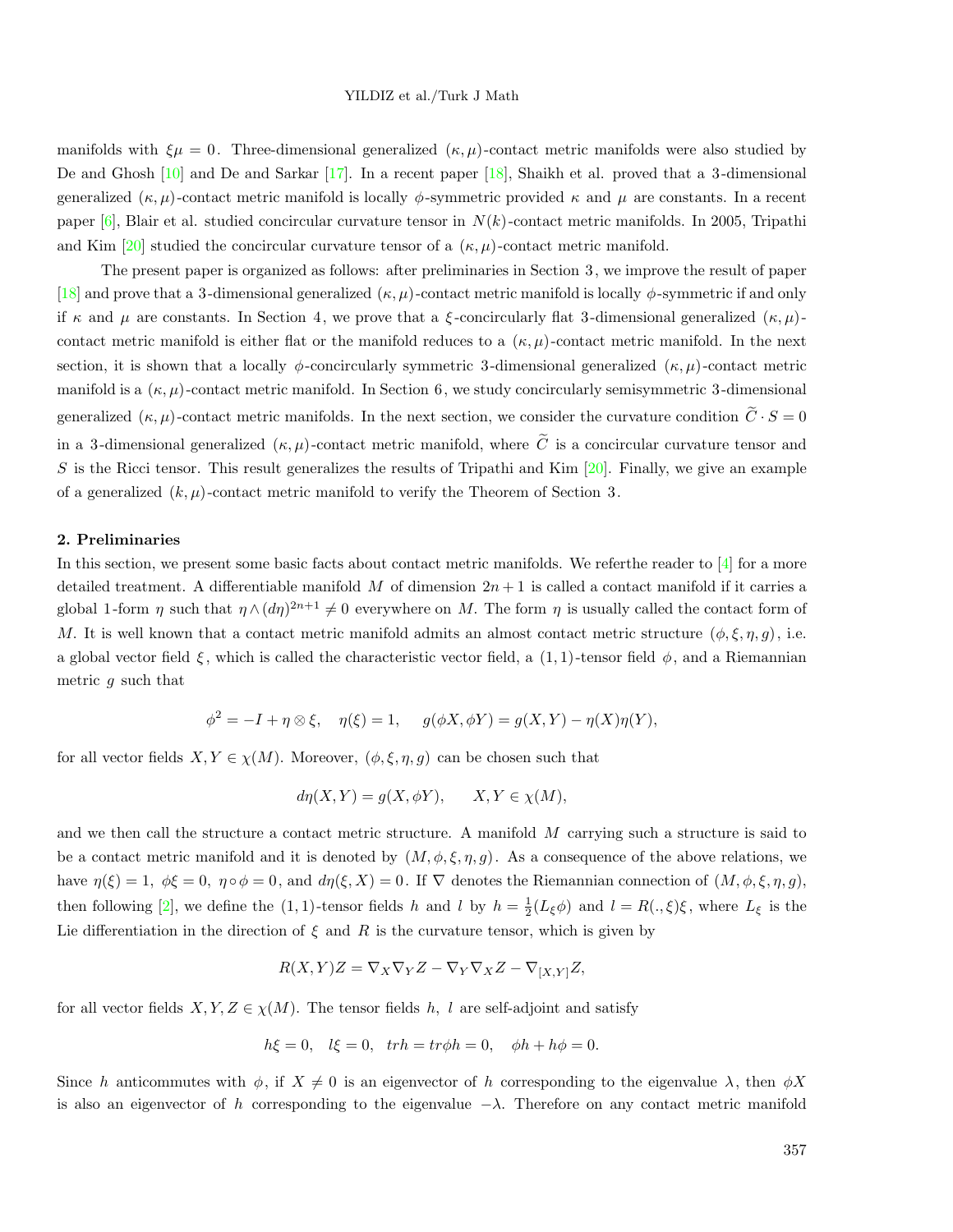manifolds with $\xi\mu = 0$. Three-dimensional generalized $(\kappa,\mu)$-contact metric manifolds were also studied by De and Ghosh [10] and De and Sarkar [17]. In a recent paper [18], Shaikh et al. proved that a 3-dimensional generalized $(\kappa,\mu)$-contact metric manifold is locally $\phi$-symmetric provided $\kappa$ and $\mu$ are constants. In a recent paper [6], Blair et al. studied concircular curvature tensor in $N(k)$-contact metric manifolds. In 2005, Tripathi and Kim [20] studied the concircular curvature tensor of a $(\kappa,\mu)$-contact metric manifold.

The present paper is organized as follows: after preliminaries in Section 3, we improve the result of paper [18] and prove that a 3-dimensional generalized $(\kappa,\mu)$-contact metric manifold is locally $\phi$-symmetric if and only if $\kappa$ and $\mu$ are constants. In Section 4, we prove that a $\xi$-concircularly flat 3-dimensional generalized $(\kappa,\mu)$-contact metric manifold is either flat or the manifold reduces to a $(\kappa,\mu)$-contact metric manifold. In the next section, it is shown that a locally $\phi$-concircularly symmetric 3-dimensional generalized $(\kappa,\mu)$-contact metric manifold is a $(\kappa,\mu)$-contact metric manifold. In Section 6, we study concircularly semisymmetric 3-dimensional generalized $(\kappa,\mu)$-contact metric manifolds. In the next section, we consider the curvature condition $\widetilde{C}\cdot S = 0$ in a 3-dimensional generalized $(\kappa,\mu)$-contact metric manifold, where $\widetilde{C}$ is a concircular curvature tensor and $S$ is the Ricci tensor. This result generalizes the results of Tripathi and Kim [20]. Finally, we give an example of a generalized $(k,\mu)$-contact metric manifold to verify the Theorem of Section 3.

## 2. Preliminaries

In this section, we present some basic facts about contact metric manifolds. We referthe reader to [4] for a more detailed treatment. A differentiable manifold $M$ of dimension $2n+1$ is called a contact manifold if it carries a global 1-form $\eta$ such that $\eta\wedge(d\eta)^{2n+1}\neq 0$ everywhere on $M$. The form $\eta$ is usually called the contact form of $M$. It is well known that a contact metric manifold admits an almost contact metric structure $(\phi,\xi,\eta,g)$, i.e. a global vector field $\xi$, which is called the characteristic vector field, a $(1,1)$-tensor field $\phi$, and a Riemannian metric $g$ such that

$$\phi^2 = -I + \eta\otimes\xi, \quad \eta(\xi) = 1, \quad g(\phi X,\phi Y) = g(X,Y) - \eta(X)\eta(Y),$$

for all vector fields $X, Y \in \chi(M)$. Moreover, $(\phi,\xi,\eta,g)$ can be chosen such that

$$d\eta(X,Y) = g(X,\phi Y), \qquad X,Y\in\chi(M),$$

and we then call the structure a contact metric structure. A manifold $M$ carrying such a structure is said to be a contact metric manifold and it is denoted by $(M,\phi,\xi,\eta,g)$. As a consequence of the above relations, we have $\eta(\xi) = 1$, $\phi\xi = 0$, $\eta\circ\phi = 0$, and $d\eta(\xi,X) = 0$. If $\nabla$ denotes the Riemannian connection of $(M,\phi,\xi,\eta,g)$, then following [2], we define the $(1,1)$-tensor fields $h$ and $l$ by $h = \frac{1}{2}(L_\xi\phi)$ and $l = R(.,\xi)\xi$, where $L_\xi$ is the Lie differentiation in the direction of $\xi$ and $R$ is the curvature tensor, which is given by

$$R(X,Y)Z = \nabla_X\nabla_Y Z - \nabla_Y\nabla_X Z - \nabla_{[X,Y]}Z,$$

for all vector fields $X,Y,Z\in\chi(M)$. The tensor fields $h$, $l$ are self-adjoint and satisfy

$$h\xi = 0, \quad l\xi = 0, \quad trh = tr\phi h = 0, \quad \phi h + h\phi = 0.$$

Since $h$ anticommutes with $\phi$, if $X\neq 0$ is an eigenvector of $h$ corresponding to the eigenvalue $\lambda$, then $\phi X$ is also an eigenvector of $h$ corresponding to the eigenvalue $-\lambda$. Therefore on any contact metric manifold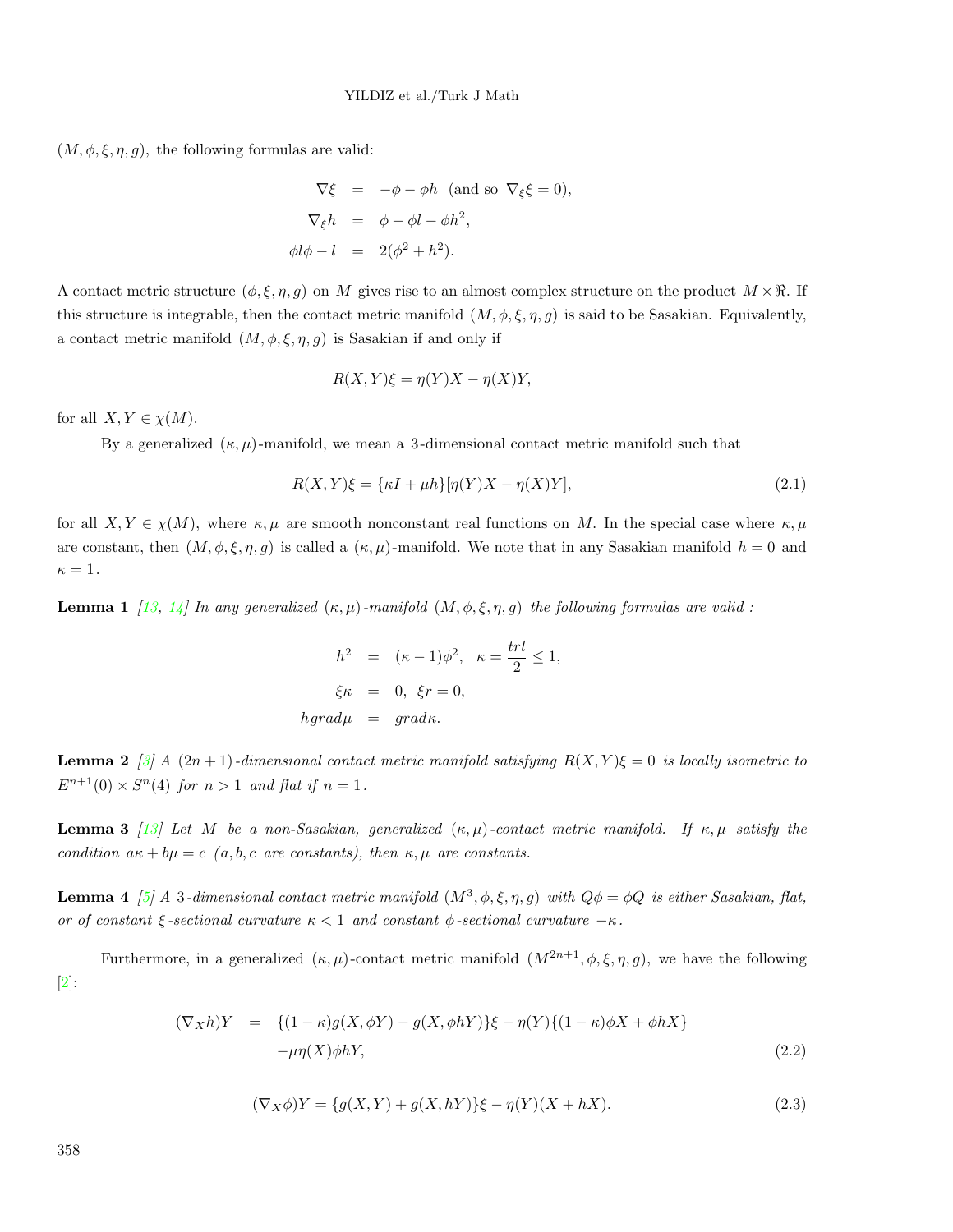$(M, \phi, \xi, \eta, g)$, the following formulas are valid:

$$
\begin{aligned}
\nabla \xi &= -\phi - \phi h \quad (\text{and so } \nabla_\xi \xi = 0), \\
\nabla_\xi h &= \phi - \phi l - \phi h^2, \\
\phi l \phi - l &= 2(\phi^2 + h^2).
\end{aligned}
$$

A contact metric structure $(\phi, \xi, \eta, g)$ on $M$ gives rise to an almost complex structure on the product $M \times \Re$. If this structure is integrable, then the contact metric manifold $(M, \phi, \xi, \eta, g)$ is said to be Sasakian. Equivalently, a contact metric manifold $(M, \phi, \xi, \eta, g)$ is Sasakian if and only if

$$
R(X, Y)\xi = \eta(Y)X - \eta(X)Y,
$$

for all $X, Y \in \chi(M)$.

By a generalized $(\kappa, \mu)$-manifold, we mean a 3-dimensional contact metric manifold such that

$$
R(X, Y)\xi = \{\kappa I + \mu h\}[\eta(Y)X - \eta(X)Y], \tag{2.1}
$$

for all $X, Y \in \chi(M)$, where $\kappa, \mu$ are smooth nonconstant real functions on $M$. In the special case where $\kappa, \mu$ are constant, then $(M, \phi, \xi, \eta, g)$ is called a $(\kappa, \mu)$-manifold. We note that in any Sasakian manifold $h = 0$ and $\kappa = 1$.

**Lemma 1** *[13, 14] In any generalized $(\kappa, \mu)$-manifold $(M, \phi, \xi, \eta, g)$ the following formulas are valid :*

$$
\begin{aligned}
h^2 &= (\kappa - 1)\phi^2, \quad \kappa = \frac{trl}{2} \leq 1, \\
\xi \kappa &= 0, \ \ \xi r = 0, \\
h grad \mu &= grad \kappa.
\end{aligned}
$$

**Lemma 2** *[3] A $(2n+1)$-dimensional contact metric manifold satisfying $R(X, Y)\xi = 0$ is locally isometric to $E^{n+1}(0) \times S^n(4)$ for $n > 1$ and flat if $n = 1$.*

**Lemma 3** *[13] Let $M$ be a non-Sasakian, generalized $(\kappa, \mu)$-contact metric manifold. If $\kappa, \mu$ satisfy the condition $a\kappa + b\mu = c$ ($a, b, c$ are constants), then $\kappa, \mu$ are constants.*

**Lemma 4** *[5] A 3-dimensional contact metric manifold $(M^3, \phi, \xi, \eta, g)$ with $Q\phi = \phi Q$ is either Sasakian, flat, or of constant $\xi$-sectional curvature $\kappa < 1$ and constant $\phi$-sectional curvature $-\kappa$.*

Furthermore, in a generalized $(\kappa, \mu)$-contact metric manifold $(M^{2n+1}, \phi, \xi, \eta, g)$, we have the following [2]:

$$
\begin{aligned}
(\nabla_X h)Y &= \{(1-\kappa)g(X, \phi Y) - g(X, \phi h Y)\}\xi - \eta(Y)\{(1-\kappa)\phi X + \phi h X\} \\
&\quad - \mu \eta(X)\phi h Y,
\end{aligned} \tag{2.2}
$$

$$
(\nabla_X \phi)Y = \{g(X, Y) + g(X, hY)\}\xi - \eta(Y)(X + hX). \tag{2.3}
$$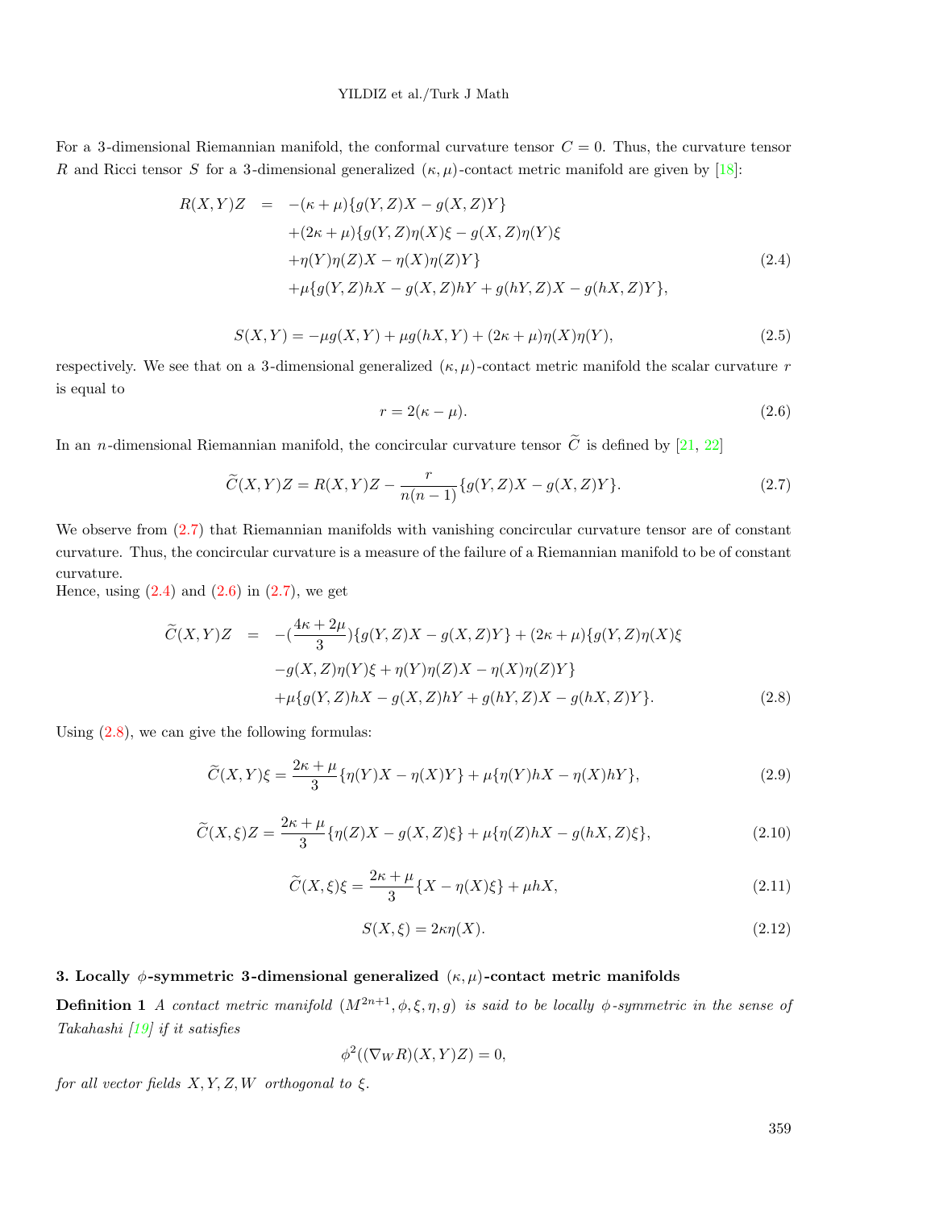For a 3-dimensional Riemannian manifold, the conformal curvature tensor $C = 0$. Thus, the curvature tensor $R$ and Ricci tensor $S$ for a 3-dimensional generalized $(\kappa, \mu)$-contact metric manifold are given by [18]:

$$
\begin{aligned}
R(X,Y)Z &= -(\kappa+\mu)\{g(Y,Z)X - g(X,Z)Y\} \\
&\quad +(2\kappa+\mu)\{g(Y,Z)\eta(X)\xi - g(X,Z)\eta(Y)\xi \\
&\quad +\eta(Y)\eta(Z)X - \eta(X)\eta(Z)Y\} \\
&\quad +\mu\{g(Y,Z)hX - g(X,Z)hY + g(hY,Z)X - g(hX,Z)Y\},
\end{aligned} \tag{2.4}
$$

$$
S(X,Y) = -\mu g(X,Y) + \mu g(hX,Y) + (2\kappa+\mu)\eta(X)\eta(Y), \tag{2.5}
$$

respectively. We see that on a 3-dimensional generalized $(\kappa, \mu)$-contact metric manifold the scalar curvature $r$ is equal to

$$
r = 2(\kappa - \mu). \tag{2.6}
$$

In an $n$-dimensional Riemannian manifold, the concircular curvature tensor $\widetilde{C}$ is defined by [21, 22]

$$
\widetilde{C}(X,Y)Z = R(X,Y)Z - \frac{r}{n(n-1)}\{g(Y,Z)X - g(X,Z)Y\}. \tag{2.7}
$$

We observe from (2.7) that Riemannian manifolds with vanishing concircular curvature tensor are of constant curvature. Thus, the concircular curvature is a measure of the failure of a Riemannian manifold to be of constant curvature.

Hence, using (2.4) and (2.6) in (2.7), we get

$$
\begin{aligned}
\widetilde{C}(X,Y)Z &= -(\frac{4\kappa+2\mu}{3})\{g(Y,Z)X - g(X,Z)Y\} + (2\kappa+\mu)\{g(Y,Z)\eta(X)\xi \\
&\quad - g(X,Z)\eta(Y)\xi + \eta(Y)\eta(Z)X - \eta(X)\eta(Z)Y\} \\
&\quad +\mu\{g(Y,Z)hX - g(X,Z)hY + g(hY,Z)X - g(hX,Z)Y\}.
\end{aligned} \tag{2.8}
$$

Using (2.8), we can give the following formulas:

$$
\widetilde{C}(X,Y)\xi = \frac{2\kappa+\mu}{3}\{\eta(Y)X - \eta(X)Y\} + \mu\{\eta(Y)hX - \eta(X)hY\}, \tag{2.9}
$$

$$
\widetilde{C}(X,\xi)Z = \frac{2\kappa+\mu}{3}\{\eta(Z)X - g(X,Z)\xi\} + \mu\{\eta(Z)hX - g(hX,Z)\xi\}, \tag{2.10}
$$

$$
\widetilde{C}(X,\xi)\xi = \frac{2\kappa+\mu}{3}\{X - \eta(X)\xi\} + \mu hX, \tag{2.11}
$$

$$
S(X,\xi) = 2\kappa\eta(X). \tag{2.12}
$$

### 3. Locally $\phi$-symmetric 3-dimensional generalized $(\kappa, \mu)$-contact metric manifolds

**Definition 1** *A contact metric manifold $(M^{2n+1}, \phi, \xi, \eta, g)$ is said to be locally $\phi$-symmetric in the sense of Takahashi [19] if it satisfies*

$$
\phi^2((\nabla_W R)(X,Y)Z) = 0,
$$

*for all vector fields $X, Y, Z, W$ orthogonal to $\xi$.*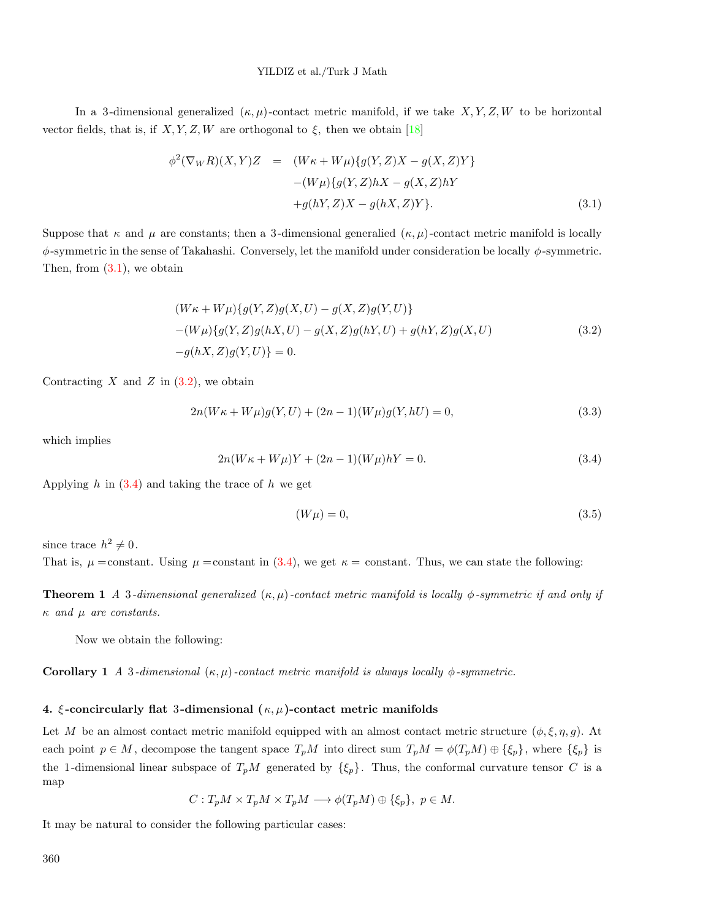In a 3-dimensional generalized $(\kappa, \mu)$-contact metric manifold, if we take $X, Y, Z, W$ to be horizontal vector fields, that is, if $X, Y, Z, W$ are orthogonal to $\xi$, then we obtain [18]

$$
\begin{aligned}
\phi^2(\nabla_W R)(X,Y)Z \;=\; & (W\kappa + W\mu)\{g(Y,Z)X - g(X,Z)Y\} \\
& -(W\mu)\{g(Y,Z)hX - g(X,Z)hY \\
& +g(hY,Z)X - g(hX,Z)Y\}.
\end{aligned} \tag{3.1}
$$

Suppose that $\kappa$ and $\mu$ are constants; then a 3-dimensional generalied $(\kappa, \mu)$-contact metric manifold is locally $\phi$-symmetric in the sense of Takahashi. Conversely, let the manifold under consideration be locally $\phi$-symmetric. Then, from (3.1), we obtain

$$
\begin{aligned}
& (W\kappa + W\mu)\{g(Y,Z)g(X,U) - g(X,Z)g(Y,U)\} \\
& -(W\mu)\{g(Y,Z)g(hX,U) - g(X,Z)g(hY,U) + g(hY,Z)g(X,U) \\
& -g(hX,Z)g(Y,U)\} = 0.
\end{aligned} \tag{3.2}
$$

Contracting $X$ and $Z$ in (3.2), we obtain

$$
2n(W\kappa + W\mu)g(Y,U) + (2n-1)(W\mu)g(Y,hU) = 0, \tag{3.3}
$$

which implies

$$
2n(W\kappa + W\mu)Y + (2n-1)(W\mu)hY = 0. \tag{3.4}
$$

Applying $h$ in (3.4) and taking the trace of $h$ we get

$$
(W\mu) = 0, \tag{3.5}
$$

since trace $h^2 \neq 0$.
That is, $\mu =$constant. Using $\mu =$constant in (3.4), we get $\kappa =$ constant. Thus, we can state the following:

**Theorem 1** *A 3-dimensional generalized $(\kappa, \mu)$-contact metric manifold is locally $\phi$-symmetric if and only if $\kappa$ and $\mu$ are constants.*

Now we obtain the following:

**Corollary 1** *A 3-dimensional $(\kappa, \mu)$-contact metric manifold is always locally $\phi$-symmetric.*

### 4. $\xi$-concircularly flat 3-dimensional $(\kappa, \mu)$-contact metric manifolds

Let $M$ be an almost contact metric manifold equipped with an almost contact metric structure $(\phi, \xi, \eta, g)$. At each point $p \in M$, decompose the tangent space $T_pM$ into direct sum $T_pM = \phi(T_pM) \oplus \{\xi_p\}$, where $\{\xi_p\}$ is the 1-dimensional linear subspace of $T_pM$ generated by $\{\xi_p\}$. Thus, the conformal curvature tensor $C$ is a map

$$
C : T_pM \times T_pM \times T_pM \longrightarrow \phi(T_pM) \oplus \{\xi_p\}, \; p \in M.
$$

It may be natural to consider the following particular cases: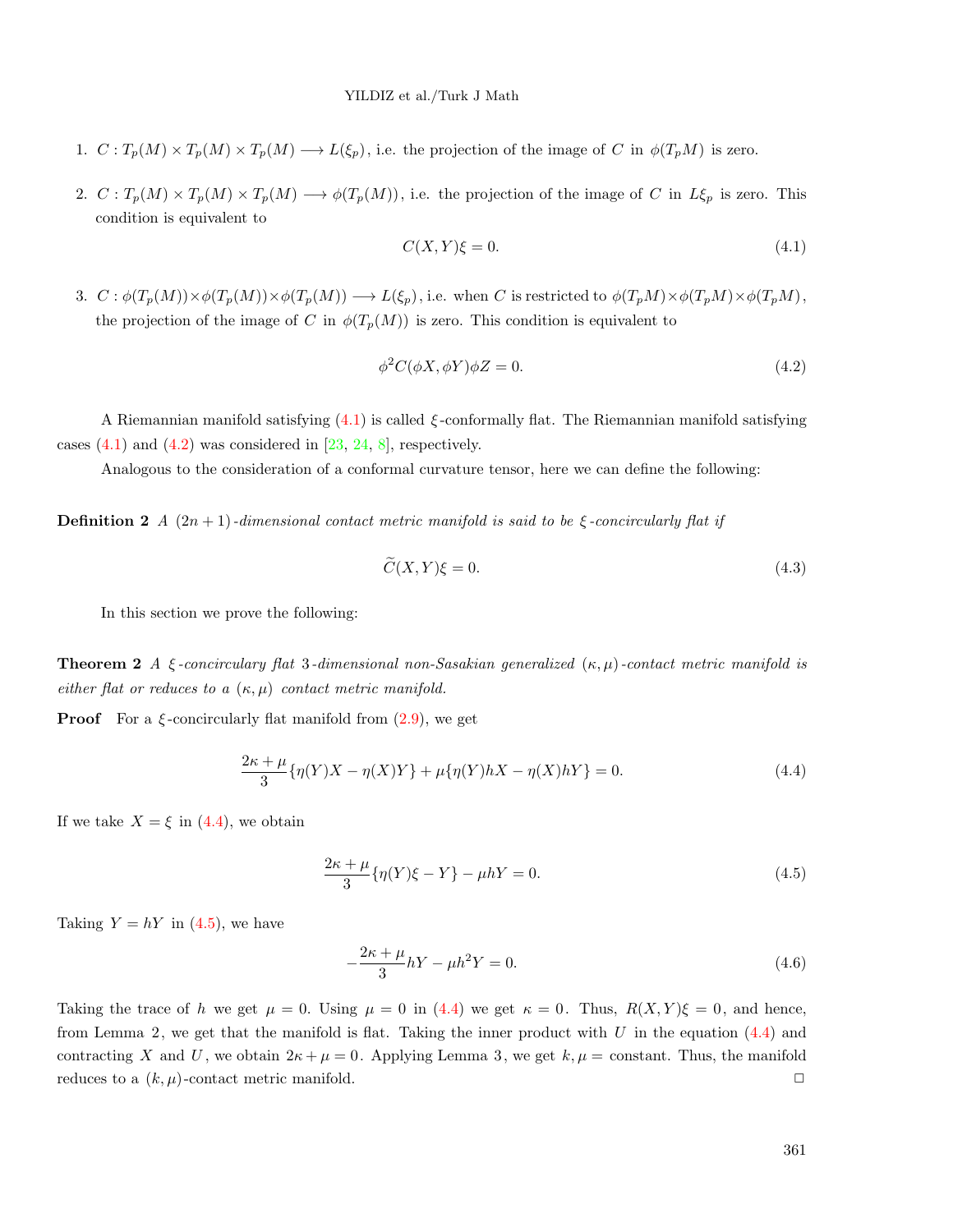1. $C : T_p(M) \times T_p(M) \times T_p(M) \longrightarrow L(\xi_p)$, i.e. the projection of the image of $C$ in $\phi(T_pM)$ is zero.

2. $C : T_p(M) \times T_p(M) \times T_p(M) \longrightarrow \phi(T_p(M))$, i.e. the projection of the image of $C$ in $L\xi_p$ is zero. This condition is equivalent to

$$C(X, Y)\xi = 0. \tag{4.1}$$

3. $C : \phi(T_p(M)) \times \phi(T_p(M)) \times \phi(T_p(M)) \longrightarrow L(\xi_p)$, i.e. when $C$ is restricted to $\phi(T_pM) \times \phi(T_pM) \times \phi(T_pM)$, the projection of the image of $C$ in $\phi(T_p(M))$ is zero. This condition is equivalent to

$$\phi^2 C(\phi X, \phi Y)\phi Z = 0. \tag{4.2}$$

A Riemannian manifold satisfying (4.1) is called $\xi$-conformally flat. The Riemannian manifold satisfying cases (4.1) and (4.2) was considered in [23, 24, 8], respectively.

Analogous to the consideration of a conformal curvature tensor, here we can define the following:

**Definition 2** *A $(2n+1)$-dimensional contact metric manifold is said to be $\xi$-concircularly flat if*

$$\widetilde{C}(X, Y)\xi = 0. \tag{4.3}$$

In this section we prove the following:

**Theorem 2** *A $\xi$-concircularly flat 3-dimensional non-Sasakian generalized $(\kappa, \mu)$-contact metric manifold is either flat or reduces to a $(\kappa, \mu)$ contact metric manifold.*

**Proof** For a $\xi$-concircularly flat manifold from (2.9), we get

$$\frac{2\kappa + \mu}{3}\{\eta(Y)X - \eta(X)Y\} + \mu\{\eta(Y)hX - \eta(X)hY\} = 0. \tag{4.4}$$

If we take $X = \xi$ in (4.4), we obtain

$$\frac{2\kappa + \mu}{3}\{\eta(Y)\xi - Y\} - \mu hY = 0. \tag{4.5}$$

Taking $Y = hY$ in (4.5), we have

$$-\frac{2\kappa + \mu}{3}hY - \mu h^2 Y = 0. \tag{4.6}$$

Taking the trace of $h$ we get $\mu = 0$. Using $\mu = 0$ in (4.4) we get $\kappa = 0$. Thus, $R(X, Y)\xi = 0$, and hence, from Lemma 2, we get that the manifold is flat. Taking the inner product with $U$ in the equation (4.4) and contracting $X$ and $U$, we obtain $2\kappa + \mu = 0$. Applying Lemma 3, we get $k, \mu =$ constant. Thus, the manifold reduces to a $(k, \mu)$-contact metric manifold. □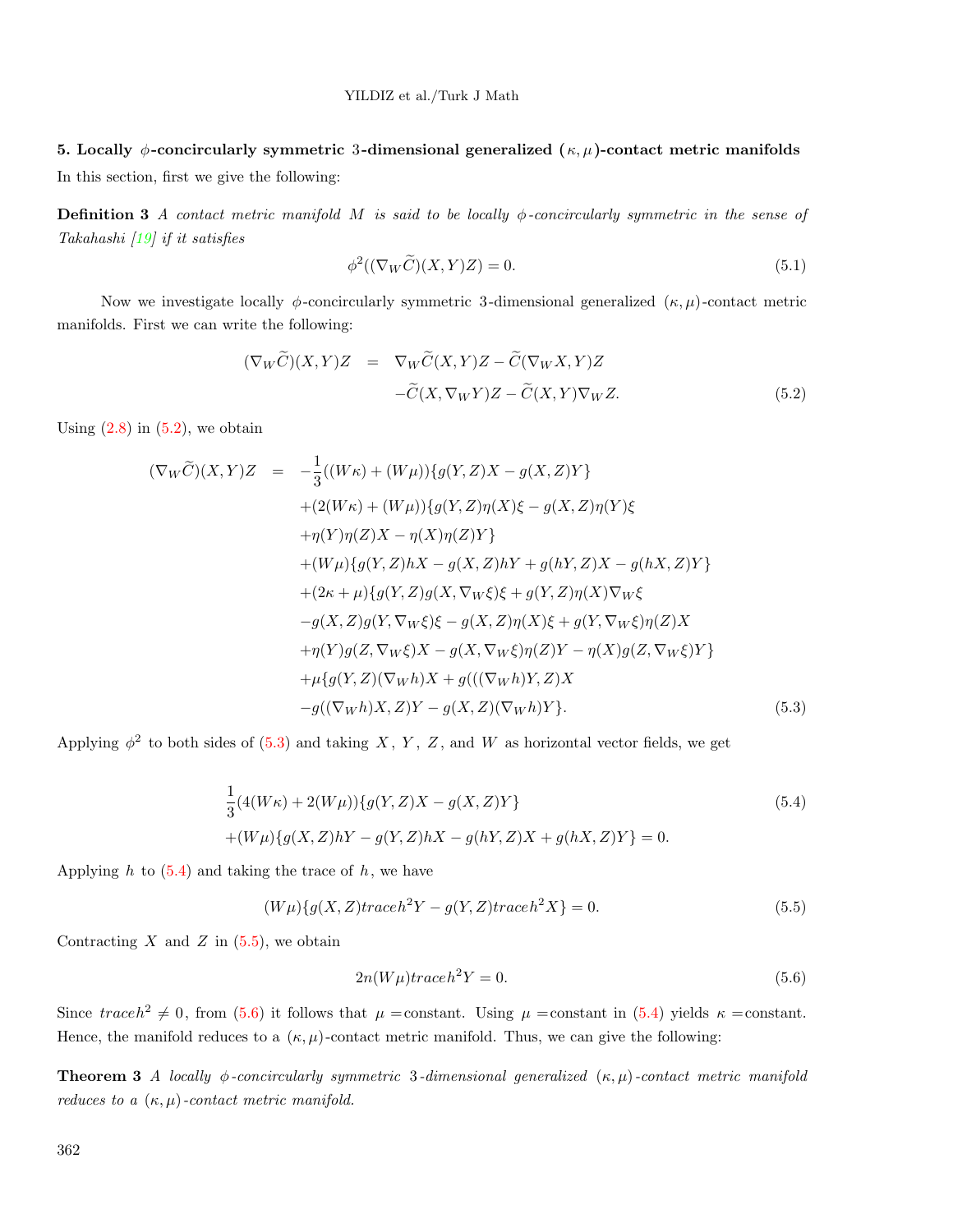## 5. Locally $\phi$-concircularly symmetric 3-dimensional generalized $(\kappa, \mu)$-contact metric manifolds

In this section, first we give the following:

**Definition 3** *A contact metric manifold $M$ is said to be locally $\phi$-concircularly symmetric in the sense of Takahashi [19] if it satisfies*

$$\phi^2((\nabla_W \widetilde{C})(X,Y)Z) = 0. \tag{5.1}$$

Now we investigate locally $\phi$-concircularly symmetric 3-dimensional generalized $(\kappa, \mu)$-contact metric manifolds. First we can write the following:

$$\begin{aligned}(\nabla_W \widetilde{C})(X,Y)Z &= \nabla_W \widetilde{C}(X,Y)Z - \widetilde{C}(\nabla_W X, Y)Z \\ &\quad - \widetilde{C}(X, \nabla_W Y)Z - \widetilde{C}(X,Y)\nabla_W Z.\end{aligned} \tag{5.2}$$

Using (2.8) in (5.2), we obtain

$$\begin{aligned}(\nabla_W \widetilde{C})(X,Y)Z &= -\frac{1}{3}((W\kappa) + (W\mu))\{g(Y,Z)X - g(X,Z)Y\} \\ &\quad + (2(W\kappa) + (W\mu))\{g(Y,Z)\eta(X)\xi - g(X,Z)\eta(Y)\xi \\ &\quad + \eta(Y)\eta(Z)X - \eta(X)\eta(Z)Y\} \\ &\quad + (W\mu)\{g(Y,Z)hX - g(X,Z)hY + g(hY,Z)X - g(hX,Z)Y\} \\ &\quad + (2\kappa + \mu)\{g(Y,Z)g(X, \nabla_W \xi)\xi + g(Y,Z)\eta(X)\nabla_W \xi \\ &\quad - g(X,Z)g(Y, \nabla_W \xi)\xi - g(X,Z)\eta(X)\xi + g(Y, \nabla_W \xi)\eta(Z)X \\ &\quad + \eta(Y)g(Z, \nabla_W \xi)X - g(X, \nabla_W \xi)\eta(Z)Y - \eta(X)g(Z, \nabla_W \xi)Y\} \\ &\quad + \mu\{g(Y,Z)(\nabla_W h)X + g(((\nabla_W h)Y, Z)X \\ &\quad - g((\nabla_W h)X, Z)Y - g(X,Z)(\nabla_W h)Y\}.\end{aligned} \tag{5.3}$$

Applying $\phi^2$ to both sides of (5.3) and taking $X$, $Y$, $Z$, and $W$ as horizontal vector fields, we get

$$\begin{aligned}&\frac{1}{3}(4(W\kappa) + 2(W\mu))\{g(Y,Z)X - g(X,Z)Y\} \\ &+ (W\mu)\{g(X,Z)hY - g(Y,Z)hX - g(hY,Z)X + g(hX,Z)Y\} = 0.\end{aligned} \tag{5.4}$$

Applying $h$ to (5.4) and taking the trace of $h$, we have

$$(W\mu)\{g(X,Z)traceh^2 Y - g(Y,Z)traceh^2 X\} = 0. \tag{5.5}$$

Contracting $X$ and $Z$ in (5.5), we obtain

$$2n(W\mu)traceh^2 Y = 0. \tag{5.6}$$

Since $traceh^2 \neq 0$, from (5.6) it follows that $\mu =$constant. Using $\mu =$constant in (5.4) yields $\kappa =$constant. Hence, the manifold reduces to a $(\kappa, \mu)$-contact metric manifold. Thus, we can give the following:

**Theorem 3** *A locally $\phi$-concircularly symmetric 3-dimensional generalized $(\kappa, \mu)$-contact metric manifold reduces to a $(\kappa, \mu)$-contact metric manifold.*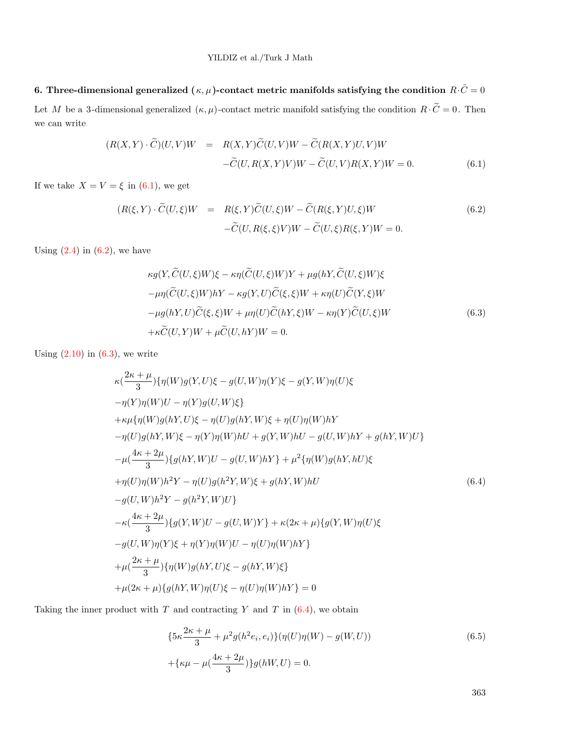## 6. Three-dimensional generalized $(\kappa, \mu)$-contact metric manifolds satisfying the condition $R \cdot \tilde{C} = 0$

Let $M$ be a 3-dimensional generalized $(\kappa,\mu)$-contact metric manifold satisfying the condition $R\cdot\widetilde{C}=0$. Then we can write

$$
\begin{aligned}
(R(X,Y)\cdot\widetilde{C})(U,V)W &= R(X,Y)\widetilde{C}(U,V)W-\widetilde{C}(R(X,Y)U,V)W \\
&\quad -\widetilde{C}(U,R(X,Y)V)W-\widetilde{C}(U,V)R(X,Y)W=0. \qquad (6.1)
\end{aligned}
$$

If we take $X=V=\xi$ in (6.1), we get

$$
\begin{aligned}
(R(\xi,Y)\cdot\widetilde{C}(U,\xi)W &= R(\xi,Y)\widetilde{C}(U,\xi)W-\widetilde{C}(R(\xi,Y)U,\xi)W \qquad (6.2)\\
&\quad -\widetilde{C}(U,R(\xi,\xi)V)W-\widetilde{C}(U,\xi)R(\xi,Y)W=0.
\end{aligned}
$$

Using (2.4) in (6.2), we have

$$
\begin{aligned}
&\kappa g(Y,\widetilde{C}(U,\xi)W)\xi-\kappa\eta(\widetilde{C}(U,\xi)W)Y+\mu g(hY,\widetilde{C}(U,\xi)W)\xi\\
&-\mu\eta(\widetilde{C}(U,\xi)W)hY-\kappa g(Y,U)\widetilde{C}(\xi,\xi)W+\kappa\eta(U)\widetilde{C}(Y,\xi)W\\
&-\mu g(hY,U)\widetilde{C}(\xi,\xi)W+\mu\eta(U)\widetilde{C}(hY,\xi)W-\kappa\eta(Y)\widetilde{C}(U,\xi)W \qquad (6.3)\\
&+\kappa\widetilde{C}(U,Y)W+\mu\widetilde{C}(U,hY)W=0.
\end{aligned}
$$

Using (2.10) in (6.3), we write

$$
\begin{aligned}
&\kappa(\frac{2\kappa+\mu}{3})\{\eta(W)g(Y,U)\xi-g(U,W)\eta(Y)\xi-g(Y,W)\eta(U)\xi\\
&-\eta(Y)\eta(W)U-\eta(Y)g(U,W)\xi\}\\
&+\kappa\mu\{\eta(W)g(hY,U)\xi-\eta(U)g(hY,W)\xi+\eta(U)\eta(W)hY\\
&-\eta(U)g(hY,W)\xi-\eta(Y)\eta(W)hU+g(Y,W)hU-g(U,W)hY+g(hY,W)U\}\\
&-\mu(\frac{4\kappa+2\mu}{3})\{g(hY,W)U-g(U,W)hY\}+\mu^2\{\eta(W)g(hY,hU)\xi\\
&+\eta(U)\eta(W)h^2Y-\eta(U)g(h^2Y,W)\xi+g(hY,W)hU \qquad (6.4)\\
&-g(U,W)h^2Y-g(h^2Y,W)U\}\\
&-\kappa(\frac{4\kappa+2\mu}{3})\{g(Y,W)U-g(U,W)Y\}+\kappa(2\kappa+\mu)\{g(Y,W)\eta(U)\xi\\
&-g(U,W)\eta(Y)\xi+\eta(Y)\eta(W)U-\eta(U)\eta(W)hY\}\\
&+\mu(\frac{2\kappa+\mu}{3})\{\eta(W)g(hY,U)\xi-g(hY,W)\xi\}\\
&+\mu(2\kappa+\mu)\{g(hY,W)\eta(U)\xi-\eta(U)\eta(W)hY\}=0
\end{aligned}
$$

Taking the inner product with $T$ and contracting $Y$ and $T$ in (6.4), we obtain

$$
\begin{aligned}
&\{5\kappa\frac{2\kappa+\mu}{3}+\mu^2g(h^2e_i,e_i)\}(\eta(U)\eta(W)-g(W,U)) \qquad (6.5)\\
&+\{\kappa\mu-\mu(\frac{4\kappa+2\mu}{3})\}g(hW,U)=0.
\end{aligned}
$$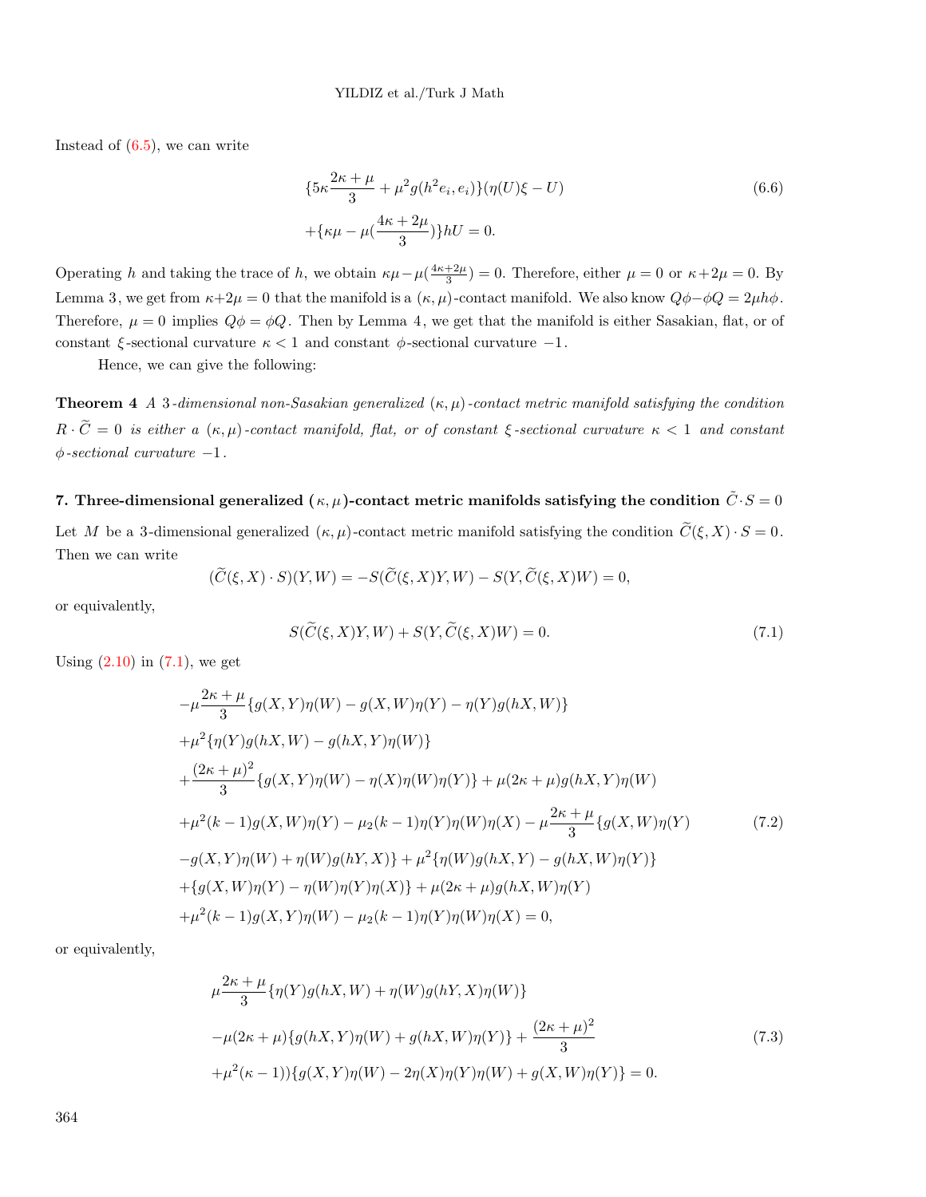Instead of (6.5), we can write

$$
\begin{aligned}
&\{5\kappa\frac{2\kappa+\mu}{3}+\mu^2 g(h^2 e_i, e_i)\}(\eta(U)\xi - U) \\
&+\{\kappa\mu - \mu(\frac{4\kappa+2\mu}{3})\}hU = 0.
\end{aligned}
\tag{6.6}
$$

Operating $h$ and taking the trace of $h$, we obtain $\kappa\mu - \mu(\frac{4\kappa+2\mu}{3}) = 0$. Therefore, either $\mu = 0$ or $\kappa + 2\mu = 0$. By Lemma 3, we get from $\kappa + 2\mu = 0$ that the manifold is a $(\kappa,\mu)$-contact manifold. We also know $Q\phi - \phi Q = 2\mu h\phi$. Therefore, $\mu = 0$ implies $Q\phi = \phi Q$. Then by Lemma 4, we get that the manifold is either Sasakian, flat, or of constant $\xi$-sectional curvature $\kappa < 1$ and constant $\phi$-sectional curvature $-1$.

Hence, we can give the following:

**Theorem 4** *A 3-dimensional non-Sasakian generalized $(\kappa,\mu)$-contact metric manifold satisfying the condition $R \cdot \widetilde{C} = 0$ is either a $(\kappa,\mu)$-contact manifold, flat, or of constant $\xi$-sectional curvature $\kappa < 1$ and constant $\phi$-sectional curvature $-1$.*

## 7. Three-dimensional generalized $(\kappa,\mu)$-contact metric manifolds satisfying the condition $\tilde{C} \cdot S = 0$

Let $M$ be a 3-dimensional generalized $(\kappa,\mu)$-contact metric manifold satisfying the condition $\widetilde{C}(\xi,X)\cdot S = 0$. Then we can write

$$
(\widetilde{C}(\xi,X)\cdot S)(Y,W) = -S(\widetilde{C}(\xi,X)Y,W) - S(Y,\widetilde{C}(\xi,X)W) = 0,
$$

or equivalently,

$$
S(\widetilde{C}(\xi,X)Y,W) + S(Y,\widetilde{C}(\xi,X)W) = 0.
\tag{7.1}
$$

Using (2.10) in (7.1), we get

$$
\begin{aligned}
&-\mu\frac{2\kappa+\mu}{3}\{g(X,Y)\eta(W) - g(X,W)\eta(Y) - \eta(Y)g(hX,W)\} \\
&+\mu^2\{\eta(Y)g(hX,W) - g(hX,Y)\eta(W)\} \\
&+\frac{(2\kappa+\mu)^2}{3}\{g(X,Y)\eta(W) - \eta(X)\eta(W)\eta(Y)\} + \mu(2\kappa+\mu)g(hX,Y)\eta(W) \\
&+\mu^2(k-1)g(X,W)\eta(Y) - \mu_2(k-1)\eta(Y)\eta(W)\eta(X) - \mu\frac{2\kappa+\mu}{3}\{g(X,W)\eta(Y) \\
&-g(X,Y)\eta(W) + \eta(W)g(hY,X)\} + \mu^2\{\eta(W)g(hX,Y) - g(hX,W)\eta(Y)\} \\
&+\{g(X,W)\eta(Y) - \eta(W)\eta(Y)\eta(X)\} + \mu(2\kappa+\mu)g(hX,W)\eta(Y) \\
&+\mu^2(k-1)g(X,Y)\eta(W) - \mu_2(k-1)\eta(Y)\eta(W)\eta(X) = 0,
\end{aligned}
\tag{7.2}
$$

or equivalently,

$$
\begin{aligned}
&\mu\frac{2\kappa+\mu}{3}\{\eta(Y)g(hX,W) + \eta(W)g(hY,X)\eta(W)\} \\
&-\mu(2\kappa+\mu)\{g(hX,Y)\eta(W) + g(hX,W)\eta(Y)\} + \frac{(2\kappa+\mu)^2}{3} \\
&+\mu^2(\kappa-1))\{g(X,Y)\eta(W) - 2\eta(X)\eta(Y)\eta(W) + g(X,W)\eta(Y)\} = 0.
\end{aligned}
\tag{7.3}
$$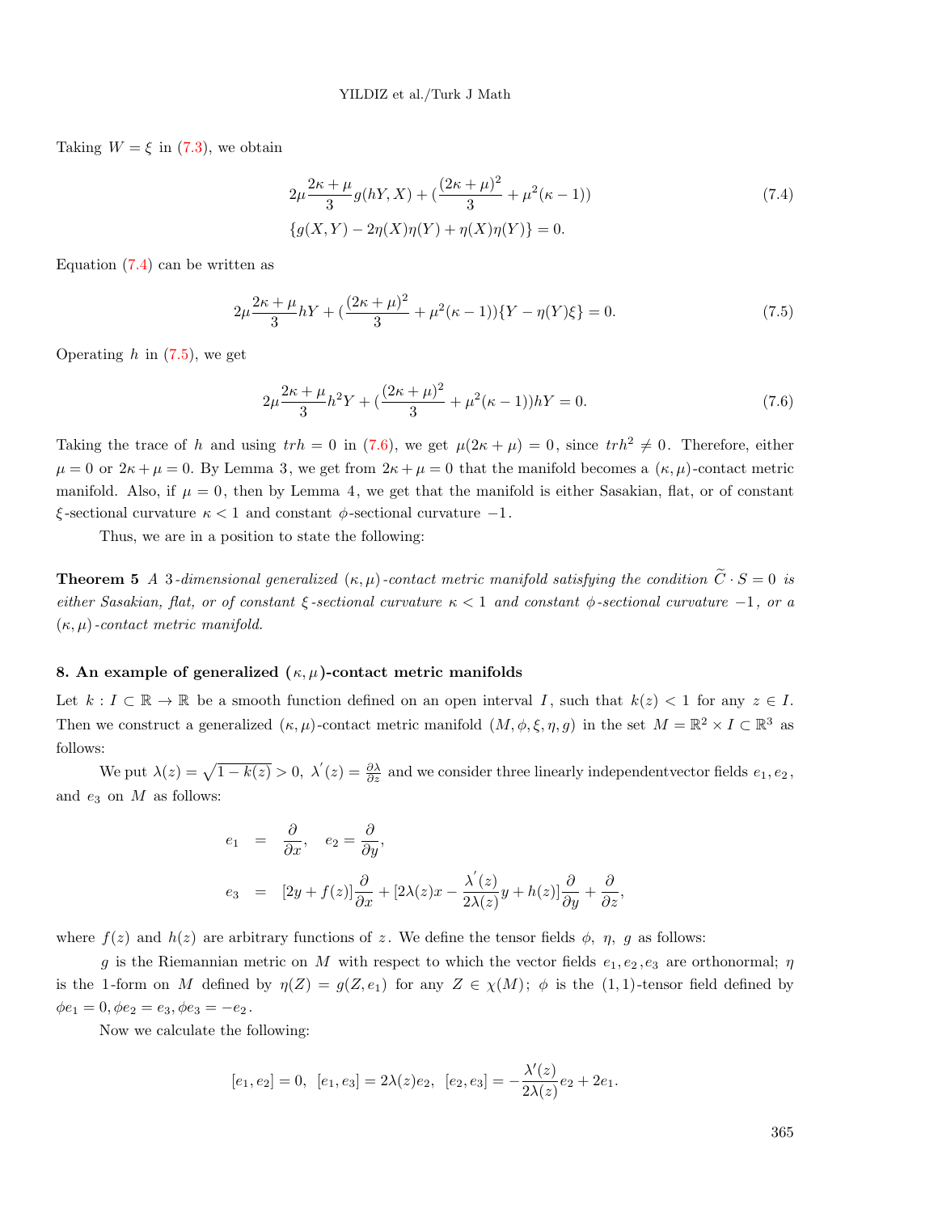Taking $W = \xi$ in (7.3), we obtain

$$2\mu\frac{2\kappa+\mu}{3}g(hY,X) + (\frac{(2\kappa+\mu)^2}{3} + \mu^2(\kappa-1)) \tag{7.4}$$
$$\{g(X,Y) - 2\eta(X)\eta(Y) + \eta(X)\eta(Y)\} = 0.$$

Equation (7.4) can be written as

$$2\mu\frac{2\kappa+\mu}{3}hY + (\frac{(2\kappa+\mu)^2}{3} + \mu^2(\kappa-1))\{Y - \eta(Y)\xi\} = 0. \tag{7.5}$$

Operating $h$ in (7.5), we get

$$2\mu\frac{2\kappa+\mu}{3}h^2Y + (\frac{(2\kappa+\mu)^2}{3} + \mu^2(\kappa-1))hY = 0. \tag{7.6}$$

Taking the trace of $h$ and using $trh = 0$ in (7.6), we get $\mu(2\kappa+\mu) = 0$, since $trh^2 \neq 0$. Therefore, either $\mu = 0$ or $2\kappa + \mu = 0$. By Lemma 3, we get from $2\kappa+\mu = 0$ that the manifold becomes a $(\kappa,\mu)$-contact metric manifold. Also, if $\mu = 0$, then by Lemma 4, we get that the manifold is either Sasakian, flat, or of constant $\xi$-sectional curvature $\kappa < 1$ and constant $\phi$-sectional curvature $-1$.

Thus, we are in a position to state the following:

**Theorem 5** *A 3-dimensional generalized $(\kappa,\mu)$-contact metric manifold satisfying the condition $\widetilde{C}\cdot S = 0$ is either Sasakian, flat, or of constant $\xi$-sectional curvature $\kappa < 1$ and constant $\phi$-sectional curvature $-1$, or a $(\kappa,\mu)$-contact metric manifold.*

## 8. An example of generalized $(\kappa,\mu)$-contact metric manifolds

Let $k : I \subset \mathbb{R} \to \mathbb{R}$ be a smooth function defined on an open interval $I$, such that $k(z) < 1$ for any $z \in I$. Then we construct a generalized $(\kappa,\mu)$-contact metric manifold $(M,\phi,\xi,\eta,g)$ in the set $M = \mathbb{R}^2 \times I \subset \mathbb{R}^3$ as follows:

We put $\lambda(z) = \sqrt{1-k(z)} > 0$, $\lambda'(z) = \frac{\partial\lambda}{\partial z}$ and we consider three linearly independentvector fields $e_1, e_2$, and $e_3$ on $M$ as follows:

$$e_1 = \frac{\partial}{\partial x}, \quad e_2 = \frac{\partial}{\partial y},$$
$$e_3 = [2y + f(z)]\frac{\partial}{\partial x} + [2\lambda(z)x - \frac{\lambda'(z)}{2\lambda(z)}y + h(z)]\frac{\partial}{\partial y} + \frac{\partial}{\partial z},$$

where $f(z)$ and $h(z)$ are arbitrary functions of $z$. We define the tensor fields $\phi$, $\eta$, $g$ as follows:

$g$ is the Riemannian metric on $M$ with respect to which the vector fields $e_1, e_2, e_3$ are orthonormal; $\eta$ is the 1-form on $M$ defined by $\eta(Z) = g(Z, e_1)$ for any $Z \in \chi(M)$; $\phi$ is the $(1,1)$-tensor field defined by $\phi e_1 = 0, \phi e_2 = e_3, \phi e_3 = -e_2$.

Now we calculate the following:

$$[e_1, e_2] = 0, \ \ [e_1, e_3] = 2\lambda(z)e_2, \ \ [e_2, e_3] = -\frac{\lambda'(z)}{2\lambda(z)}e_2 + 2e_1.$$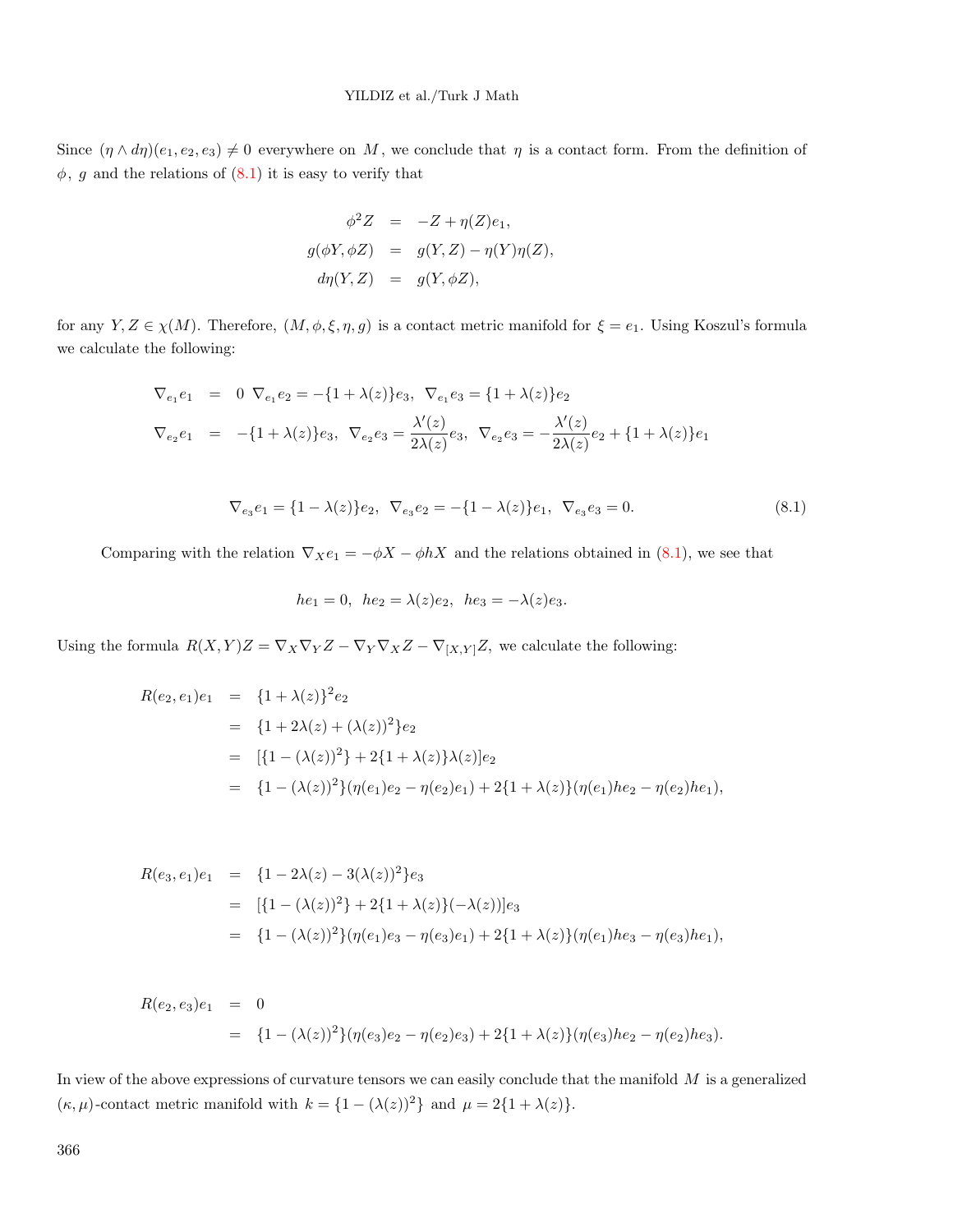Since $(\eta \wedge d\eta)(e_1, e_2, e_3) \neq 0$ everywhere on $M$, we conclude that $\eta$ is a contact form. From the definition of $\phi$, $g$ and the relations of (8.1) it is easy to verify that

$$
\begin{aligned}
\phi^2 Z &= -Z + \eta(Z)e_1, \\
g(\phi Y, \phi Z) &= g(Y, Z) - \eta(Y)\eta(Z), \\
d\eta(Y, Z) &= g(Y, \phi Z),
\end{aligned}
$$

for any $Y, Z \in \chi(M)$. Therefore, $(M, \phi, \xi, \eta, g)$ is a contact metric manifold for $\xi = e_1$. Using Koszul's formula we calculate the following:

$$
\begin{aligned}
\nabla_{e_1} e_1 &= 0 \;\; \nabla_{e_1} e_2 = -\{1 + \lambda(z)\}e_3, \;\; \nabla_{e_1} e_3 = \{1 + \lambda(z)\}e_2 \\
\nabla_{e_2} e_1 &= -\{1 + \lambda(z)\}e_3, \;\; \nabla_{e_2} e_3 = \frac{\lambda'(z)}{2\lambda(z)} e_3, \;\; \nabla_{e_2} e_3 = -\frac{\lambda'(z)}{2\lambda(z)} e_2 + \{1 + \lambda(z)\}e_1
\end{aligned}
$$

$$
\nabla_{e_3} e_1 = \{1 - \lambda(z)\}e_2, \;\; \nabla_{e_3} e_2 = -\{1 - \lambda(z)\}e_1, \;\; \nabla_{e_3} e_3 = 0. \tag{8.1}
$$

Comparing with the relation $\nabla_X e_1 = -\phi X - \phi h X$ and the relations obtained in (8.1), we see that

$$
he_1 = 0, \;\; he_2 = \lambda(z)e_2, \;\; he_3 = -\lambda(z)e_3.
$$

Using the formula $R(X, Y)Z = \nabla_X \nabla_Y Z - \nabla_Y \nabla_X Z - \nabla_{[X,Y]} Z$, we calculate the following:

$$
\begin{aligned}
R(e_2, e_1)e_1 &= \{1 + \lambda(z)\}^2 e_2 \\
&= \{1 + 2\lambda(z) + (\lambda(z))^2\}e_2 \\
&= [\{1 - (\lambda(z))^2\} + 2\{1 + \lambda(z)\}\lambda(z)]e_2 \\
&= \{1 - (\lambda(z))^2\}(\eta(e_1)e_2 - \eta(e_2)e_1) + 2\{1 + \lambda(z)\}(\eta(e_1)he_2 - \eta(e_2)he_1),
\end{aligned}
$$

$$
\begin{aligned}
R(e_3, e_1)e_1 &= \{1 - 2\lambda(z) - 3(\lambda(z))^2\}e_3 \\
&= [\{1 - (\lambda(z))^2\} + 2\{1 + \lambda(z)\}(-\lambda(z))]e_3 \\
&= \{1 - (\lambda(z))^2\}(\eta(e_1)e_3 - \eta(e_3)e_1) + 2\{1 + \lambda(z)\}(\eta(e_1)he_3 - \eta(e_3)he_1),
\end{aligned}
$$

$$
\begin{aligned}
R(e_2, e_3)e_1 &= 0 \\
&= \{1 - (\lambda(z))^2\}(\eta(e_3)e_2 - \eta(e_2)e_3) + 2\{1 + \lambda(z)\}(\eta(e_3)he_2 - \eta(e_2)he_3).
\end{aligned}
$$

In view of the above expressions of curvature tensors we can easily conclude that the manifold $M$ is a generalized $(\kappa, \mu)$-contact metric manifold with $k = \{1 - (\lambda(z))^2\}$ and $\mu = 2\{1 + \lambda(z)\}$.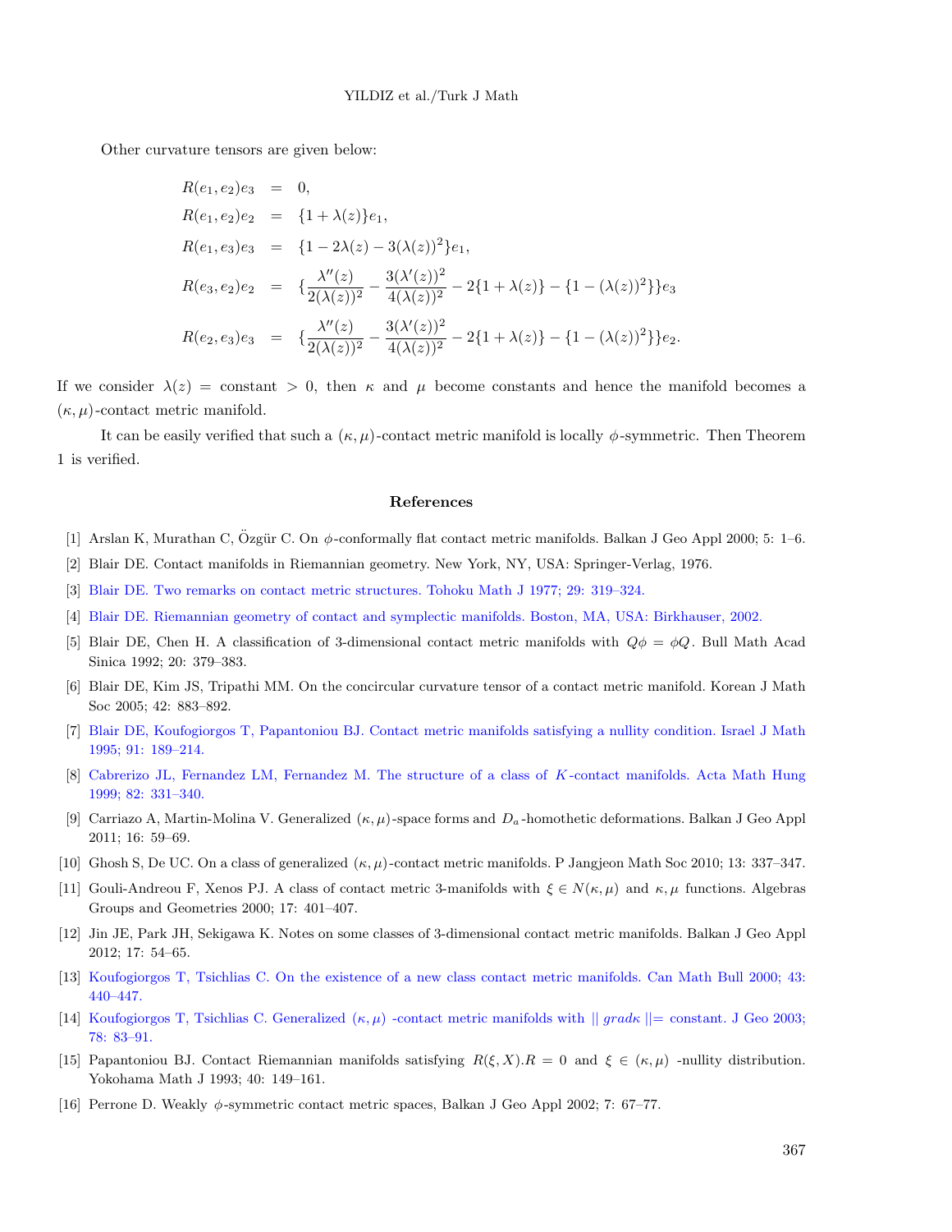Other curvature tensors are given below:

$$
\begin{aligned}
R(e_1, e_2)e_3 &= 0, \\
R(e_1, e_2)e_2 &= \{1 + \lambda(z)\}e_1, \\
R(e_1, e_3)e_3 &= \{1 - 2\lambda(z) - 3(\lambda(z))^2\}e_1, \\
R(e_3, e_2)e_2 &= \{\frac{\lambda''(z)}{2(\lambda(z))^2} - \frac{3(\lambda'(z))^2}{4(\lambda(z))^2} - 2\{1 + \lambda(z)\} - \{1 - (\lambda(z))^2\}\}e_3 \\
R(e_2, e_3)e_3 &= \{\frac{\lambda''(z)}{2(\lambda(z))^2} - \frac{3(\lambda'(z))^2}{4(\lambda(z))^2} - 2\{1 + \lambda(z)\} - \{1 - (\lambda(z))^2\}\}e_2.
\end{aligned}
$$

If we consider $\lambda(z) =$ constant $> 0$, then $\kappa$ and $\mu$ become constants and hence the manifold becomes a $(\kappa, \mu)$-contact metric manifold.

It can be easily verified that such a $(\kappa, \mu)$-contact metric manifold is locally $\phi$-symmetric. Then Theorem 1 is verified.

## References

[1] Arslan K, Murathan C, Özgür C. On $\phi$-conformally flat contact metric manifolds. Balkan J Geo Appl 2000; 5: 1–6.

[2] Blair DE. Contact manifolds in Riemannian geometry. New York, NY, USA: Springer-Verlag, 1976.

[3] Blair DE. Two remarks on contact metric structures. Tohoku Math J 1977; 29: 319–324.

[4] Blair DE. Riemannian geometry of contact and symplectic manifolds. Boston, MA, USA: Birkhauser, 2002.

[5] Blair DE, Chen H. A classification of 3-dimensional contact metric manifolds with $Q\phi = \phi Q$. Bull Math Acad Sinica 1992; 20: 379–383.

[6] Blair DE, Kim JS, Tripathi MM. On the concircular curvature tensor of a contact metric manifold. Korean J Math Soc 2005; 42: 883–892.

[7] Blair DE, Koufogiorgos T, Papantoniou BJ. Contact metric manifolds satisfying a nullity condition. Israel J Math 1995; 91: 189–214.

[8] Cabrerizo JL, Fernandez LM, Fernandez M. The structure of a class of $K$-contact manifolds. Acta Math Hung 1999; 82: 331–340.

[9] Carriazo A, Martin-Molina V. Generalized $(\kappa, \mu)$-space forms and $D_a$-homothetic deformations. Balkan J Geo Appl 2011; 16: 59–69.

[10] Ghosh S, De UC. On a class of generalized $(\kappa, \mu)$-contact metric manifolds. P Jangjeon Math Soc 2010; 13: 337–347.

[11] Gouli-Andreou F, Xenos PJ. A class of contact metric 3-manifolds with $\xi \in N(\kappa, \mu)$ and $\kappa, \mu$ functions. Algebras Groups and Geometries 2000; 17: 401–407.

[12] Jin JE, Park JH, Sekigawa K. Notes on some classes of 3-dimensional contact metric manifolds. Balkan J Geo Appl 2012; 17: 54–65.

[13] Koufogiorgos T, Tsichlias C. On the existence of a new class contact metric manifolds. Can Math Bull 2000; 43: 440–447.

[14] Koufogiorgos T, Tsichlias C. Generalized $(\kappa, \mu)$ -contact metric manifolds with $\| grad\kappa \| =$ constant. J Geo 2003; 78: 83–91.

[15] Papantoniou BJ. Contact Riemannian manifolds satisfying $R(\xi, X).R = 0$ and $\xi \in (\kappa, \mu)$ -nullity distribution. Yokohama Math J 1993; 40: 149–161.

[16] Perrone D. Weakly $\phi$-symmetric contact metric spaces, Balkan J Geo Appl 2002; 7: 67–77.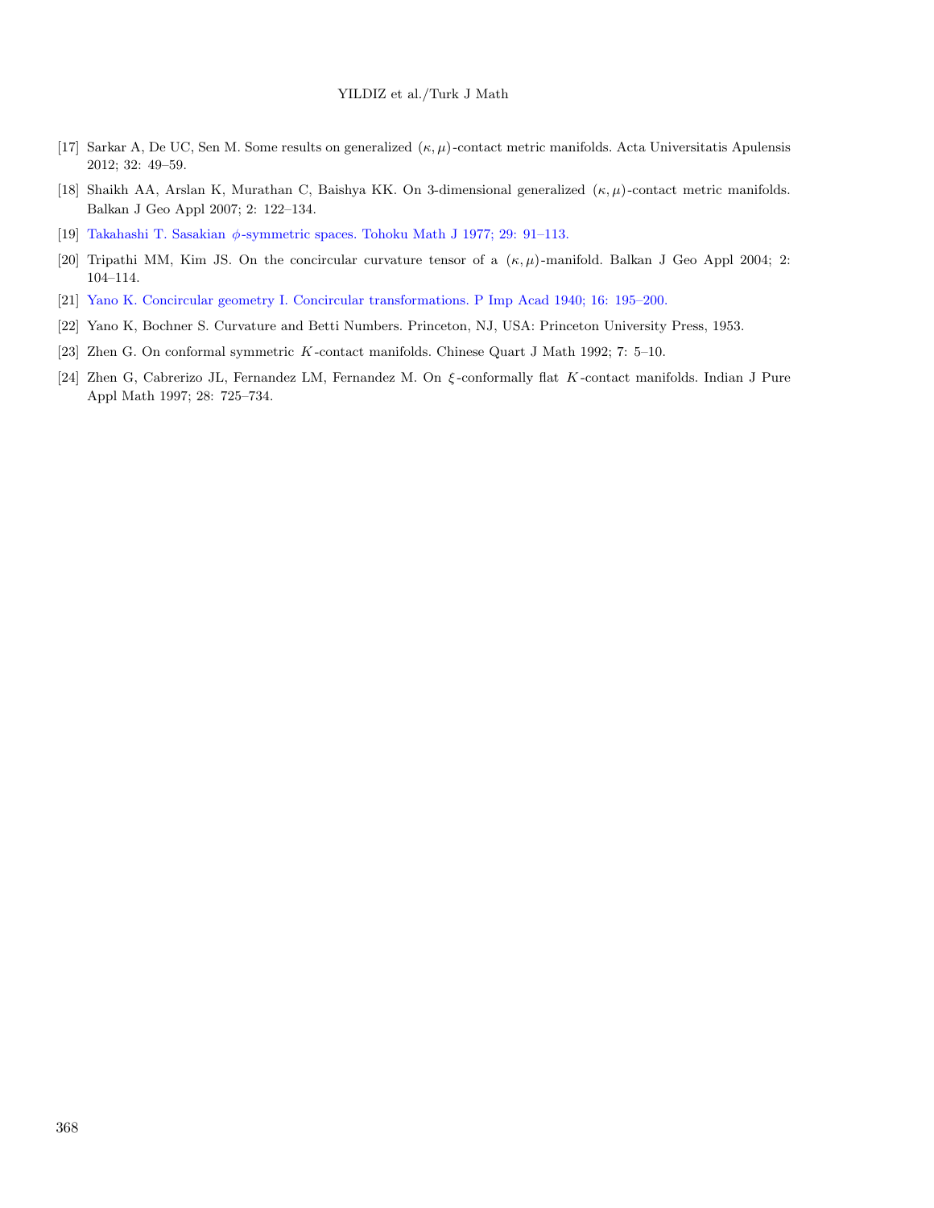[17] Sarkar A, De UC, Sen M. Some results on generalized $(\kappa, \mu)$-contact metric manifolds. Acta Universitatis Apulensis 2012; 32: 49–59.

[18] Shaikh AA, Arslan K, Murathan C, Baishya KK. On 3-dimensional generalized $(\kappa, \mu)$-contact metric manifolds. Balkan J Geo Appl 2007; 2: 122–134.

[19] Takahashi T. Sasakian $\phi$-symmetric spaces. Tohoku Math J 1977; 29: 91–113.

[20] Tripathi MM, Kim JS. On the concircular curvature tensor of a $(\kappa, \mu)$-manifold. Balkan J Geo Appl 2004; 2: 104–114.

[21] Yano K. Concircular geometry I. Concircular transformations. P Imp Acad 1940; 16: 195–200.

[22] Yano K, Bochner S. Curvature and Betti Numbers. Princeton, NJ, USA: Princeton University Press, 1953.

[23] Zhen G. On conformal symmetric $K$-contact manifolds. Chinese Quart J Math 1992; 7: 5–10.

[24] Zhen G, Cabrerizo JL, Fernandez LM, Fernandez M. On $\xi$-conformally flat $K$-contact manifolds. Indian J Pure Appl Math 1997; 28: 725–734.